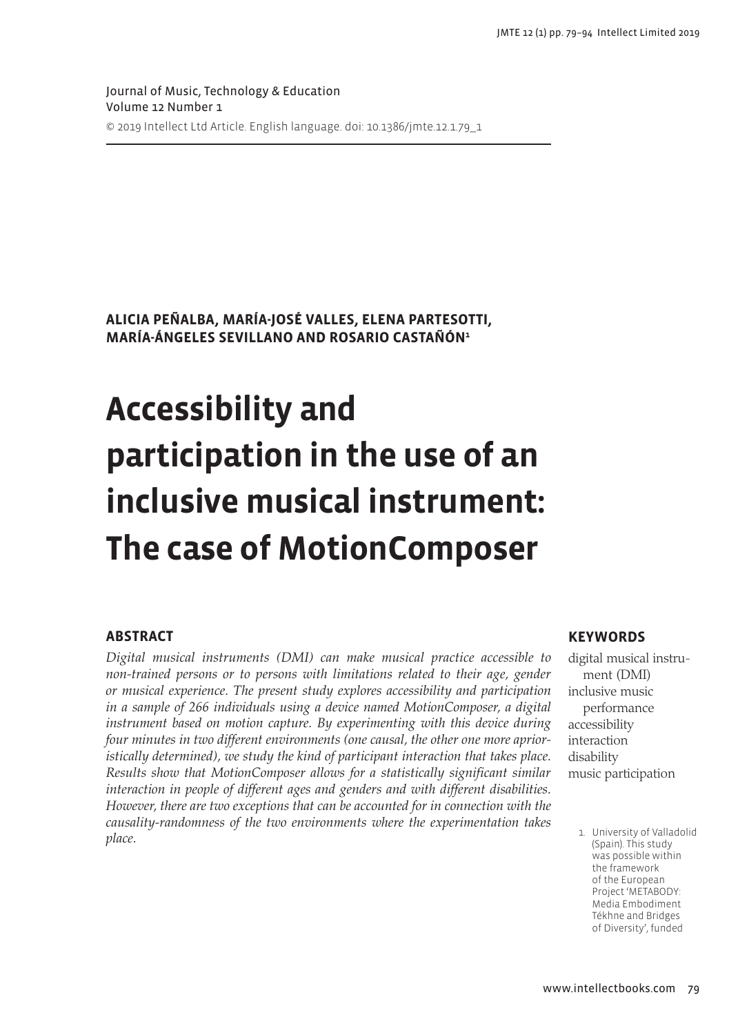Journal of Music, Technology & Education
Volume 12 Number 1
© 2019 Intellect Ltd Article. English language. doi: 10.1386/jmte.12.1.79_1

**ALICIA PEÑALBA, MARÍA-JOSÉ VALLES, ELENA PARTESOTTI, MARÍA-ÁNGELES SEVILLANO AND ROSARIO CASTAÑÓN**[1]

# Accessibility and participation in the use of an inclusive musical instrument: The case of MotionComposer

## ABSTRACT

*Digital musical instruments (DMI) can make musical practice accessible to non-trained persons or to persons with limitations related to their age, gender or musical experience. The present study explores accessibility and participation in a sample of 266 individuals using a device named MotionComposer, a digital instrument based on motion capture. By experimenting with this device during four minutes in two different environments (one causal, the other one more aprioristically determined), we study the kind of participant interaction that takes place. Results show that MotionComposer allows for a statistically significant similar interaction in people of different ages and genders and with different disabilities. However, there are two exceptions that can be accounted for in connection with the causality-randomness of the two environments where the experimentation takes place.*

## KEYWORDS

digital musical instrument (DMI)
inclusive music performance
accessibility
interaction
disability
music participation

1. University of Valladolid (Spain). This study was possible within the framework of the European Project 'METABODY: Media Embodiment Tékhne and Bridges of Diversity', funded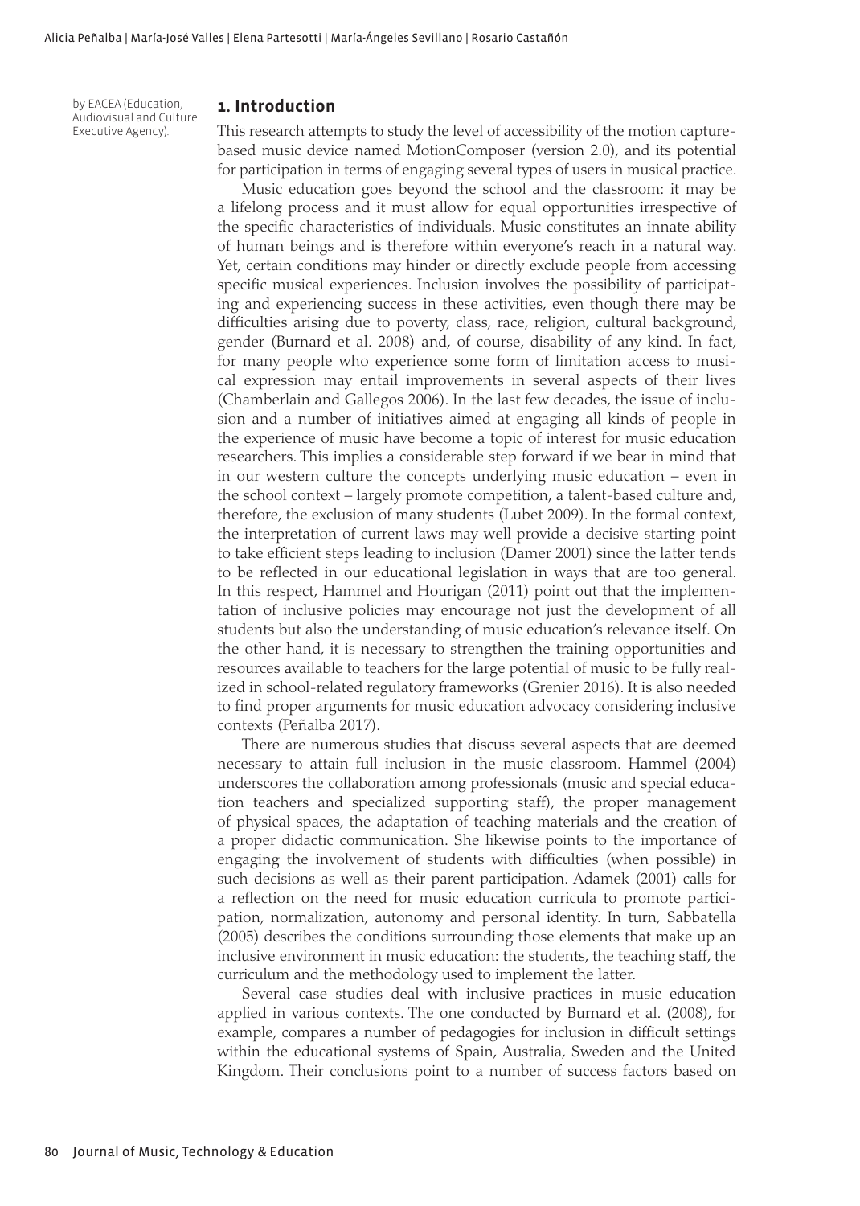by EACEA (Education, Audiovisual and Culture Executive Agency).

## 1. Introduction

This research attempts to study the level of accessibility of the motion capture-based music device named MotionComposer (version 2.0), and its potential for participation in terms of engaging several types of users in musical practice.

Music education goes beyond the school and the classroom: it may be a lifelong process and it must allow for equal opportunities irrespective of the specific characteristics of individuals. Music constitutes an innate ability of human beings and is therefore within everyone's reach in a natural way. Yet, certain conditions may hinder or directly exclude people from accessing specific musical experiences. Inclusion involves the possibility of participating and experiencing success in these activities, even though there may be difficulties arising due to poverty, class, race, religion, cultural background, gender (Burnard et al. 2008) and, of course, disability of any kind. In fact, for many people who experience some form of limitation access to musical expression may entail improvements in several aspects of their lives (Chamberlain and Gallegos 2006). In the last few decades, the issue of inclusion and a number of initiatives aimed at engaging all kinds of people in the experience of music have become a topic of interest for music education researchers. This implies a considerable step forward if we bear in mind that in our western culture the concepts underlying music education – even in the school context – largely promote competition, a talent-based culture and, therefore, the exclusion of many students (Lubet 2009). In the formal context, the interpretation of current laws may well provide a decisive starting point to take efficient steps leading to inclusion (Damer 2001) since the latter tends to be reflected in our educational legislation in ways that are too general. In this respect, Hammel and Hourigan (2011) point out that the implementation of inclusive policies may encourage not just the development of all students but also the understanding of music education's relevance itself. On the other hand, it is necessary to strengthen the training opportunities and resources available to teachers for the large potential of music to be fully realized in school-related regulatory frameworks (Grenier 2016). It is also needed to find proper arguments for music education advocacy considering inclusive contexts (Peñalba 2017).

There are numerous studies that discuss several aspects that are deemed necessary to attain full inclusion in the music classroom. Hammel (2004) underscores the collaboration among professionals (music and special education teachers and specialized supporting staff), the proper management of physical spaces, the adaptation of teaching materials and the creation of a proper didactic communication. She likewise points to the importance of engaging the involvement of students with difficulties (when possible) in such decisions as well as their parent participation. Adamek (2001) calls for a reflection on the need for music education curricula to promote participation, normalization, autonomy and personal identity. In turn, Sabbatella (2005) describes the conditions surrounding those elements that make up an inclusive environment in music education: the students, the teaching staff, the curriculum and the methodology used to implement the latter.

Several case studies deal with inclusive practices in music education applied in various contexts. The one conducted by Burnard et al. (2008), for example, compares a number of pedagogies for inclusion in difficult settings within the educational systems of Spain, Australia, Sweden and the United Kingdom. Their conclusions point to a number of success factors based on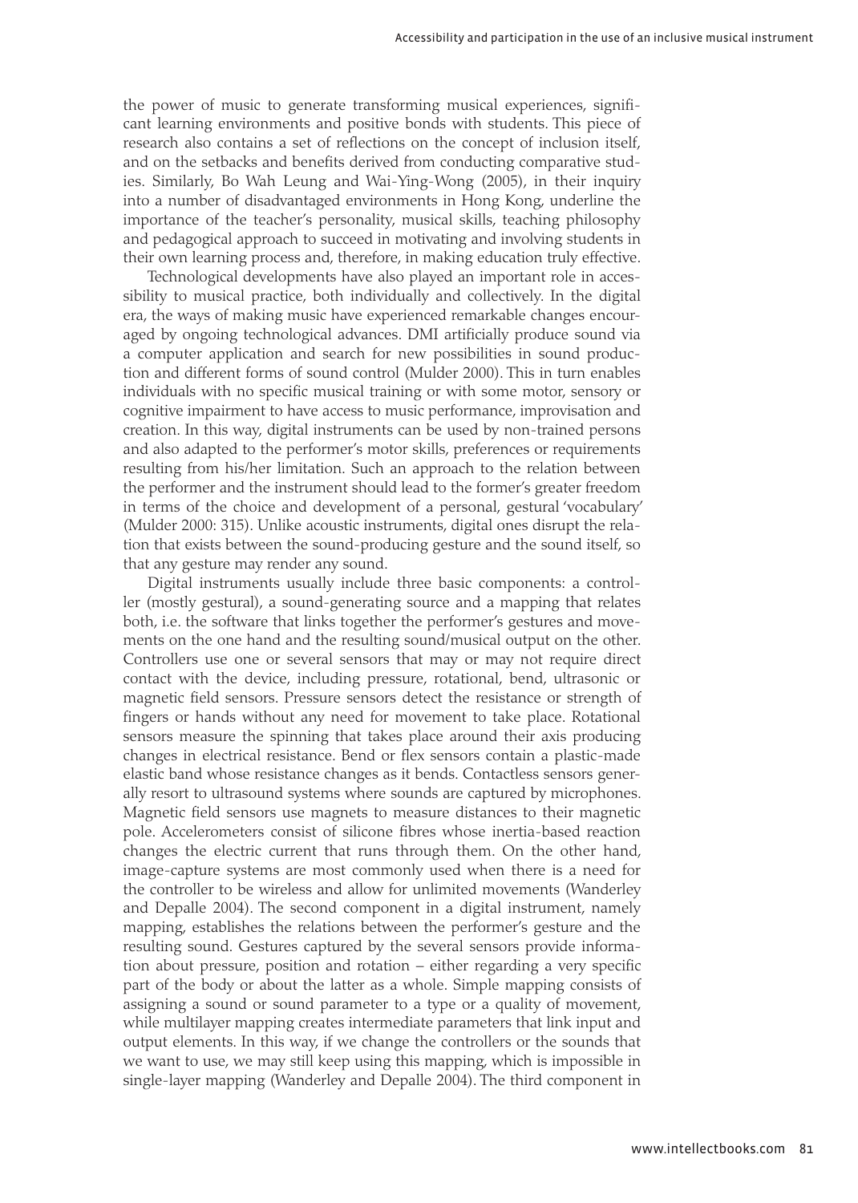the power of music to generate transforming musical experiences, significant learning environments and positive bonds with students. This piece of research also contains a set of reflections on the concept of inclusion itself, and on the setbacks and benefits derived from conducting comparative studies. Similarly, Bo Wah Leung and Wai-Ying-Wong (2005), in their inquiry into a number of disadvantaged environments in Hong Kong, underline the importance of the teacher's personality, musical skills, teaching philosophy and pedagogical approach to succeed in motivating and involving students in their own learning process and, therefore, in making education truly effective.

Technological developments have also played an important role in accessibility to musical practice, both individually and collectively. In the digital era, the ways of making music have experienced remarkable changes encouraged by ongoing technological advances. DMI artificially produce sound via a computer application and search for new possibilities in sound production and different forms of sound control (Mulder 2000). This in turn enables individuals with no specific musical training or with some motor, sensory or cognitive impairment to have access to music performance, improvisation and creation. In this way, digital instruments can be used by non-trained persons and also adapted to the performer's motor skills, preferences or requirements resulting from his/her limitation. Such an approach to the relation between the performer and the instrument should lead to the former's greater freedom in terms of the choice and development of a personal, gestural 'vocabulary' (Mulder 2000: 315). Unlike acoustic instruments, digital ones disrupt the relation that exists between the sound-producing gesture and the sound itself, so that any gesture may render any sound.

Digital instruments usually include three basic components: a controller (mostly gestural), a sound-generating source and a mapping that relates both, i.e. the software that links together the performer's gestures and movements on the one hand and the resulting sound/musical output on the other. Controllers use one or several sensors that may or may not require direct contact with the device, including pressure, rotational, bend, ultrasonic or magnetic field sensors. Pressure sensors detect the resistance or strength of fingers or hands without any need for movement to take place. Rotational sensors measure the spinning that takes place around their axis producing changes in electrical resistance. Bend or flex sensors contain a plastic-made elastic band whose resistance changes as it bends. Contactless sensors generally resort to ultrasound systems where sounds are captured by microphones. Magnetic field sensors use magnets to measure distances to their magnetic pole. Accelerometers consist of silicone fibres whose inertia-based reaction changes the electric current that runs through them. On the other hand, image-capture systems are most commonly used when there is a need for the controller to be wireless and allow for unlimited movements (Wanderley and Depalle 2004). The second component in a digital instrument, namely mapping, establishes the relations between the performer's gesture and the resulting sound. Gestures captured by the several sensors provide information about pressure, position and rotation – either regarding a very specific part of the body or about the latter as a whole. Simple mapping consists of assigning a sound or sound parameter to a type or a quality of movement, while multilayer mapping creates intermediate parameters that link input and output elements. In this way, if we change the controllers or the sounds that we want to use, we may still keep using this mapping, which is impossible in single-layer mapping (Wanderley and Depalle 2004). The third component in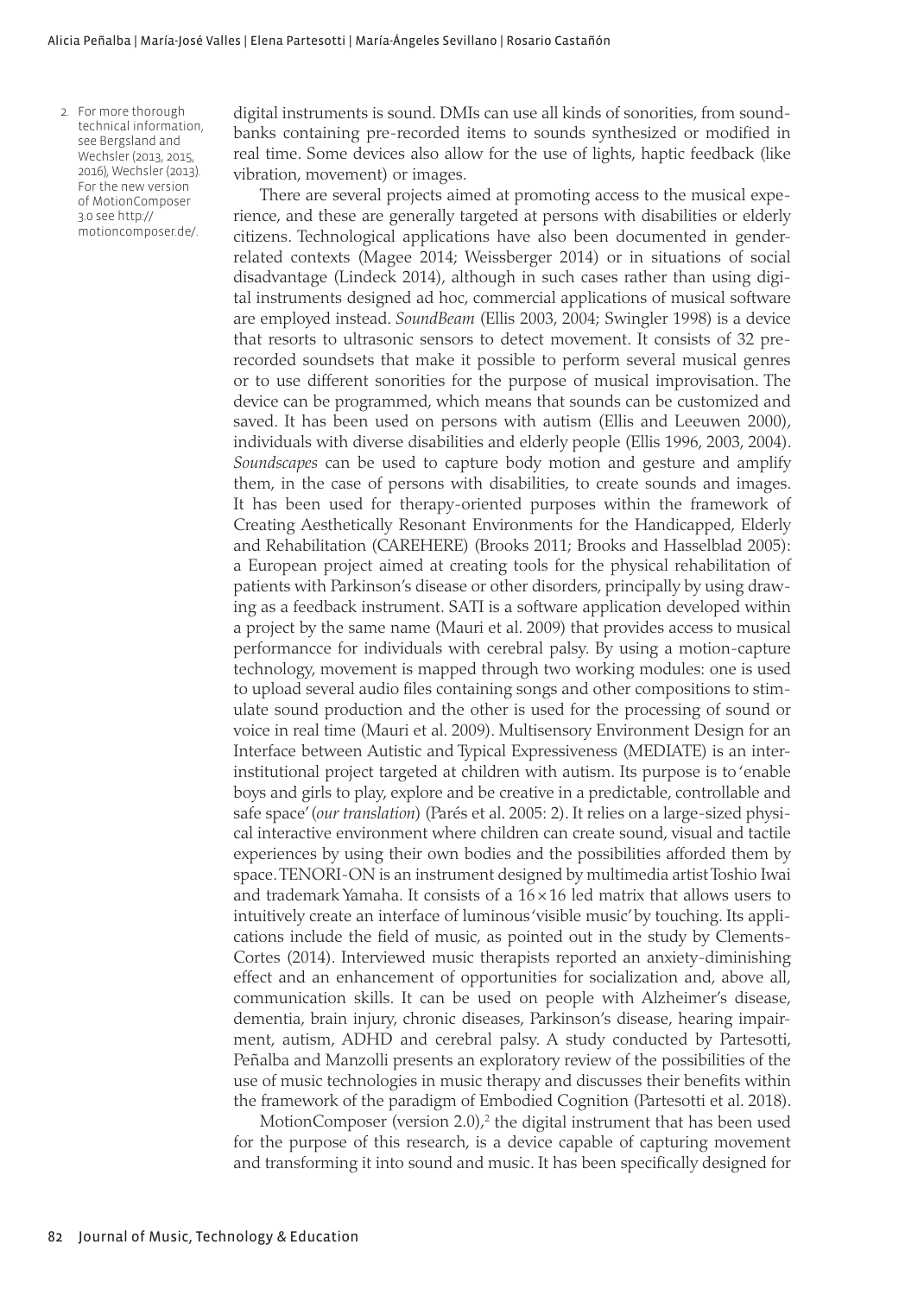digital instruments is sound. DMIs can use all kinds of sonorities, from soundbanks containing pre-recorded items to sounds synthesized or modified in real time. Some devices also allow for the use of lights, haptic feedback (like vibration, movement) or images.

There are several projects aimed at promoting access to the musical experience, and these are generally targeted at persons with disabilities or elderly citizens. Technological applications have also been documented in gender-related contexts (Magee 2014; Weissberger 2014) or in situations of social disadvantage (Lindeck 2014), although in such cases rather than using digital instruments designed ad hoc, commercial applications of musical software are employed instead. *SoundBeam* (Ellis 2003, 2004; Swingler 1998) is a device that resorts to ultrasonic sensors to detect movement. It consists of 32 pre-recorded soundsets that make it possible to perform several musical genres or to use different sonorities for the purpose of musical improvisation. The device can be programmed, which means that sounds can be customized and saved. It has been used on persons with autism (Ellis and Leeuwen 2000), individuals with diverse disabilities and elderly people (Ellis 1996, 2003, 2004). *Soundscapes* can be used to capture body motion and gesture and amplify them, in the case of persons with disabilities, to create sounds and images. It has been used for therapy-oriented purposes within the framework of Creating Aesthetically Resonant Environments for the Handicapped, Elderly and Rehabilitation (CAREHERE) (Brooks 2011; Brooks and Hasselblad 2005): a European project aimed at creating tools for the physical rehabilitation of patients with Parkinson's disease or other disorders, principally by using drawing as a feedback instrument. SATI is a software application developed within a project by the same name (Mauri et al. 2009) that provides access to musical performancce for individuals with cerebral palsy. By using a motion-capture technology, movement is mapped through two working modules: one is used to upload several audio files containing songs and other compositions to stimulate sound production and the other is used for the processing of sound or voice in real time (Mauri et al. 2009). Multisensory Environment Design for an Interface between Autistic and Typical Expressiveness (MEDIATE) is an inter-institutional project targeted at children with autism. Its purpose is to 'enable boys and girls to play, explore and be creative in a predictable, controllable and safe space' (*our translation*) (Parés et al. 2005: 2). It relies on a large-sized physical interactive environment where children can create sound, visual and tactile experiences by using their own bodies and the possibilities afforded them by space. TENORI-ON is an instrument designed by multimedia artist Toshio Iwai and trademark Yamaha. It consists of a 16 × 16 led matrix that allows users to intuitively create an interface of luminous 'visible music' by touching. Its applications include the field of music, as pointed out in the study by Clements-Cortes (2014). Interviewed music therapists reported an anxiety-diminishing effect and an enhancement of opportunities for socialization and, above all, communication skills. It can be used on people with Alzheimer's disease, dementia, brain injury, chronic diseases, Parkinson's disease, hearing impairment, autism, ADHD and cerebral palsy. A study conducted by Partesotti, Peñalba and Manzolli presents an exploratory review of the possibilities of the use of music technologies in music therapy and discusses their benefits within the framework of the paradigm of Embodied Cognition (Partesotti et al. 2018).

MotionComposer (version 2.0),[2] the digital instrument that has been used for the purpose of this research, is a device capable of capturing movement and transforming it into sound and music. It has been specifically designed for

2. For more thorough technical information, see Bergsland and Wechsler (2013, 2015, 2016), Wechsler (2013). For the new version of MotionComposer 3.0 see http://motioncomposer.de/.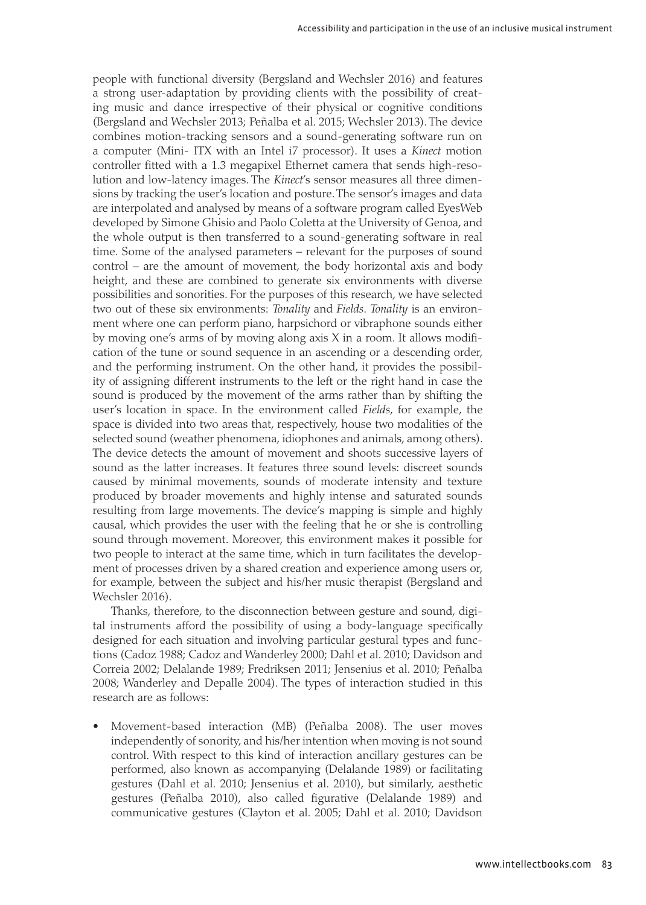people with functional diversity (Bergsland and Wechsler 2016) and features a strong user-adaptation by providing clients with the possibility of creating music and dance irrespective of their physical or cognitive conditions (Bergsland and Wechsler 2013; Peñalba et al. 2015; Wechsler 2013). The device combines motion-tracking sensors and a sound-generating software run on a computer (Mini- ITX with an Intel i7 processor). It uses a *Kinect* motion controller fitted with a 1.3 megapixel Ethernet camera that sends high-resolution and low-latency images. The *Kinect*'s sensor measures all three dimensions by tracking the user's location and posture. The sensor's images and data are interpolated and analysed by means of a software program called EyesWeb developed by Simone Ghisio and Paolo Coletta at the University of Genoa, and the whole output is then transferred to a sound-generating software in real time. Some of the analysed parameters – relevant for the purposes of sound control – are the amount of movement, the body horizontal axis and body height, and these are combined to generate six environments with diverse possibilities and sonorities. For the purposes of this research, we have selected two out of these six environments: *Tonality* and *Fields*. *Tonality* is an environment where one can perform piano, harpsichord or vibraphone sounds either by moving one's arms of by moving along axis X in a room. It allows modification of the tune or sound sequence in an ascending or a descending order, and the performing instrument. On the other hand, it provides the possibility of assigning different instruments to the left or the right hand in case the sound is produced by the movement of the arms rather than by shifting the user's location in space. In the environment called *Fields*, for example, the space is divided into two areas that, respectively, house two modalities of the selected sound (weather phenomena, idiophones and animals, among others). The device detects the amount of movement and shoots successive layers of sound as the latter increases. It features three sound levels: discreet sounds caused by minimal movements, sounds of moderate intensity and texture produced by broader movements and highly intense and saturated sounds resulting from large movements. The device's mapping is simple and highly causal, which provides the user with the feeling that he or she is controlling sound through movement. Moreover, this environment makes it possible for two people to interact at the same time, which in turn facilitates the development of processes driven by a shared creation and experience among users or, for example, between the subject and his/her music therapist (Bergsland and Wechsler 2016).

Thanks, therefore, to the disconnection between gesture and sound, digital instruments afford the possibility of using a body-language specifically designed for each situation and involving particular gestural types and functions (Cadoz 1988; Cadoz and Wanderley 2000; Dahl et al. 2010; Davidson and Correia 2002; Delalande 1989; Fredriksen 2011; Jensenius et al. 2010; Peñalba 2008; Wanderley and Depalle 2004). The types of interaction studied in this research are as follows:

- Movement-based interaction (MB) (Peñalba 2008). The user moves independently of sonority, and his/her intention when moving is not sound control. With respect to this kind of interaction ancillary gestures can be performed, also known as accompanying (Delalande 1989) or facilitating gestures (Dahl et al. 2010; Jensenius et al. 2010), but similarly, aesthetic gestures (Peñalba 2010), also called figurative (Delalande 1989) and communicative gestures (Clayton et al. 2005; Dahl et al. 2010; Davidson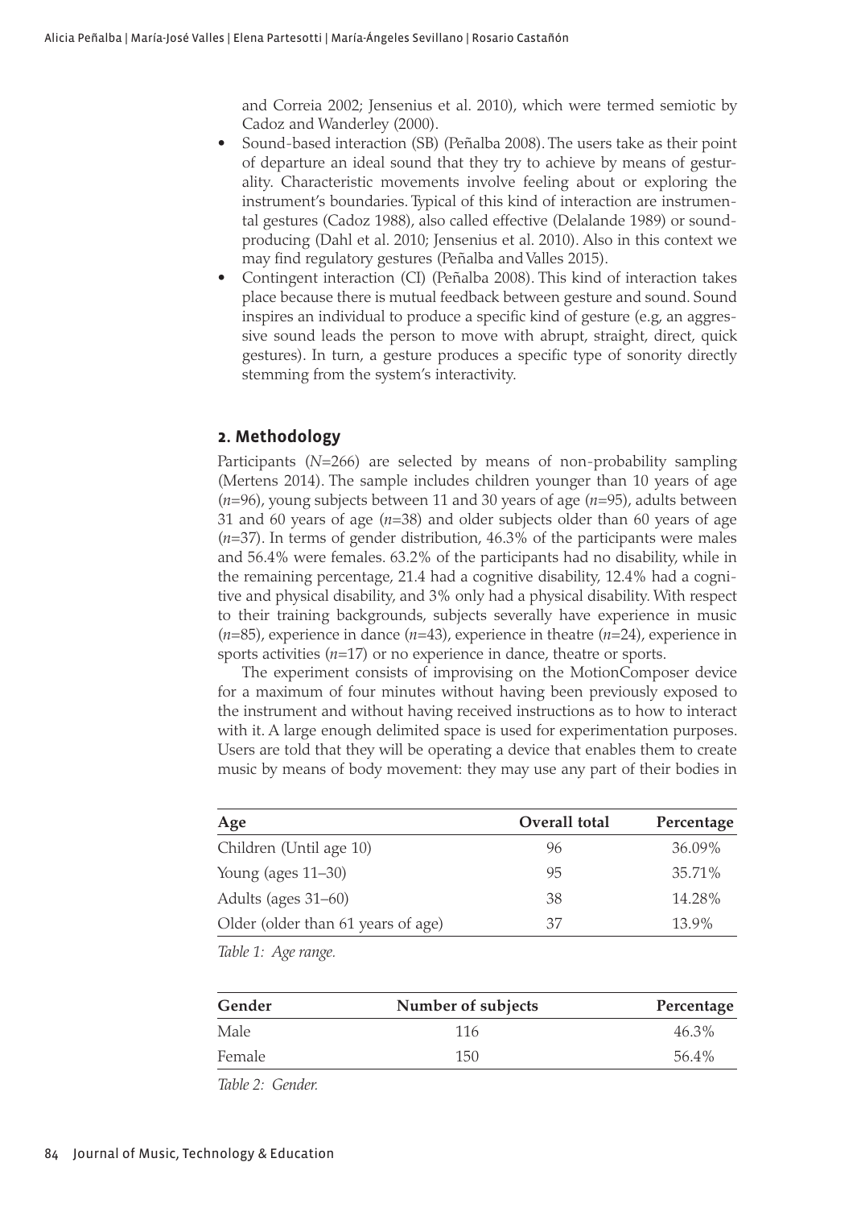and Correia 2002; Jensenius et al. 2010), which were termed semiotic by Cadoz and Wanderley (2000).

- Sound-based interaction (SB) (Peñalba 2008). The users take as their point of departure an ideal sound that they try to achieve by means of gesturality. Characteristic movements involve feeling about or exploring the instrument's boundaries. Typical of this kind of interaction are instrumental gestures (Cadoz 1988), also called effective (Delalande 1989) or sound-producing (Dahl et al. 2010; Jensenius et al. 2010). Also in this context we may find regulatory gestures (Peñalba and Valles 2015).
- Contingent interaction (CI) (Peñalba 2008). This kind of interaction takes place because there is mutual feedback between gesture and sound. Sound inspires an individual to produce a specific kind of gesture (e.g, an aggressive sound leads the person to move with abrupt, straight, direct, quick gestures). In turn, a gesture produces a specific type of sonority directly stemming from the system's interactivity.

## 2. Methodology

Participants (*N*=266) are selected by means of non-probability sampling (Mertens 2014). The sample includes children younger than 10 years of age (*n*=96), young subjects between 11 and 30 years of age (*n*=95), adults between 31 and 60 years of age (*n*=38) and older subjects older than 60 years of age (*n*=37). In terms of gender distribution, 46.3% of the participants were males and 56.4% were females. 63.2% of the participants had no disability, while in the remaining percentage, 21.4 had a cognitive disability, 12.4% had a cognitive and physical disability, and 3% only had a physical disability. With respect to their training backgrounds, subjects severally have experience in music (*n*=85), experience in dance (*n*=43), experience in theatre (*n*=24), experience in sports activities (*n*=17) or no experience in dance, theatre or sports.

The experiment consists of improvising on the MotionComposer device for a maximum of four minutes without having been previously exposed to the instrument and without having received instructions as to how to interact with it. A large enough delimited space is used for experimentation purposes. Users are told that they will be operating a device that enables them to create music by means of body movement: they may use any part of their bodies in

| Age | Overall total | Percentage |
|---|---|---|
| Children (Until age 10) | 96 | 36.09% |
| Young (ages 11–30) | 95 | 35.71% |
| Adults (ages 31–60) | 38 | 14.28% |
| Older (older than 61 years of age) | 37 | 13.9% |

*Table 1: Age range.*

| Gender | Number of subjects | Percentage |
|---|---|---|
| Male | 116 | 46.3% |
| Female | 150 | 56.4% |

*Table 2: Gender.*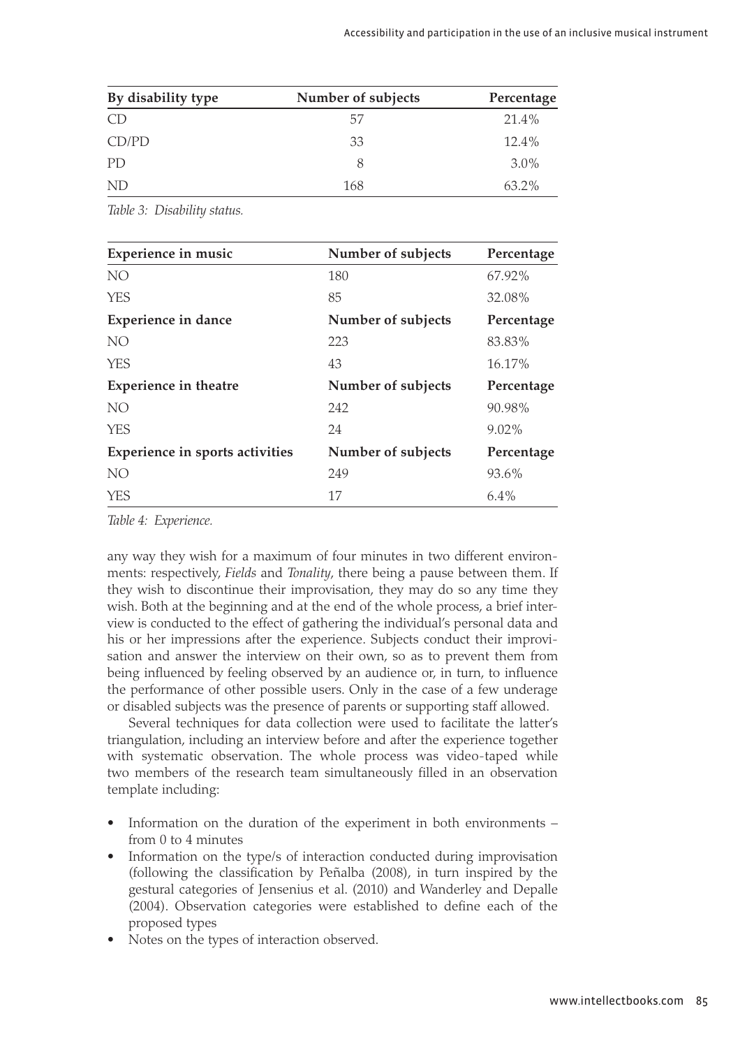| By disability type | Number of subjects | Percentage |
|---|---|---|
| CD | 57 | 21.4% |
| CD/PD | 33 | 12.4% |
| PD | 8 | 3.0% |
| ND | 168 | 63.2% |

*Table 3: Disability status.*

| Experience in music | Number of subjects | Percentage |
|---|---|---|
| NO | 180 | 67.92% |
| YES | 85 | 32.08% |
| **Experience in dance** | **Number of subjects** | **Percentage** |
| NO | 223 | 83.83% |
| YES | 43 | 16.17% |
| **Experience in theatre** | **Number of subjects** | **Percentage** |
| NO | 242 | 90.98% |
| YES | 24 | 9.02% |
| **Experience in sports activities** | **Number of subjects** | **Percentage** |
| NO | 249 | 93.6% |
| YES | 17 | 6.4% |

*Table 4: Experience.*

any way they wish for a maximum of four minutes in two different environments: respectively, *Fields* and *Tonality*, there being a pause between them. If they wish to discontinue their improvisation, they may do so any time they wish. Both at the beginning and at the end of the whole process, a brief interview is conducted to the effect of gathering the individual's personal data and his or her impressions after the experience. Subjects conduct their improvisation and answer the interview on their own, so as to prevent them from being influenced by feeling observed by an audience or, in turn, to influence the performance of other possible users. Only in the case of a few underage or disabled subjects was the presence of parents or supporting staff allowed.

Several techniques for data collection were used to facilitate the latter's triangulation, including an interview before and after the experience together with systematic observation. The whole process was video-taped while two members of the research team simultaneously filled in an observation template including:

- Information on the duration of the experiment in both environments – from 0 to 4 minutes
- Information on the type/s of interaction conducted during improvisation (following the classification by Peñalba (2008), in turn inspired by the gestural categories of Jensenius et al. (2010) and Wanderley and Depalle (2004). Observation categories were established to define each of the proposed types
- Notes on the types of interaction observed.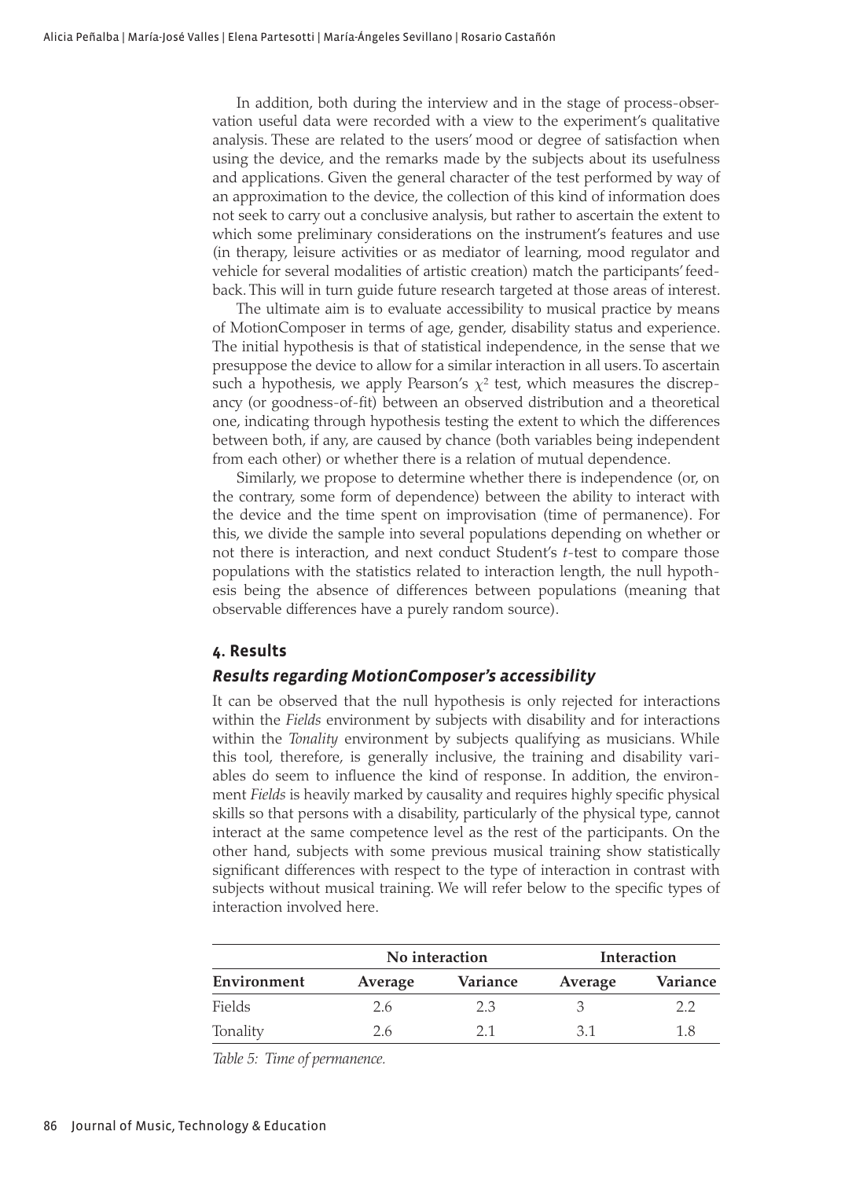In addition, both during the interview and in the stage of process-observation useful data were recorded with a view to the experiment's qualitative analysis. These are related to the users' mood or degree of satisfaction when using the device, and the remarks made by the subjects about its usefulness and applications. Given the general character of the test performed by way of an approximation to the device, the collection of this kind of information does not seek to carry out a conclusive analysis, but rather to ascertain the extent to which some preliminary considerations on the instrument's features and use (in therapy, leisure activities or as mediator of learning, mood regulator and vehicle for several modalities of artistic creation) match the participants' feedback. This will in turn guide future research targeted at those areas of interest.

The ultimate aim is to evaluate accessibility to musical practice by means of MotionComposer in terms of age, gender, disability status and experience. The initial hypothesis is that of statistical independence, in the sense that we presuppose the device to allow for a similar interaction in all users. To ascertain such a hypothesis, we apply Pearson's $\chi^2$ test, which measures the discrepancy (or goodness-of-fit) between an observed distribution and a theoretical one, indicating through hypothesis testing the extent to which the differences between both, if any, are caused by chance (both variables being independent from each other) or whether there is a relation of mutual dependence.

Similarly, we propose to determine whether there is independence (or, on the contrary, some form of dependence) between the ability to interact with the device and the time spent on improvisation (time of permanence). For this, we divide the sample into several populations depending on whether or not there is interaction, and next conduct Student's *t*-test to compare those populations with the statistics related to interaction length, the null hypothesis being the absence of differences between populations (meaning that observable differences have a purely random source).

## 4. Results

### *Results regarding MotionComposer's accessibility*

It can be observed that the null hypothesis is only rejected for interactions within the *Fields* environment by subjects with disability and for interactions within the *Tonality* environment by subjects qualifying as musicians. While this tool, therefore, is generally inclusive, the training and disability variables do seem to influence the kind of response. In addition, the environment *Fields* is heavily marked by causality and requires highly specific physical skills so that persons with a disability, particularly of the physical type, cannot interact at the same competence level as the rest of the participants. On the other hand, subjects with some previous musical training show statistically significant differences with respect to the type of interaction in contrast with subjects without musical training. We will refer below to the specific types of interaction involved here.

| | No interaction | | Interaction | |
|---|---|---|---|---|
| **Environment** | **Average** | **Variance** | **Average** | **Variance** |
| Fields | 2.6 | 2.3 | 3 | 2.2 |
| Tonality | 2.6 | 2.1 | 3.1 | 1.8 |

*Table 5: Time of permanence.*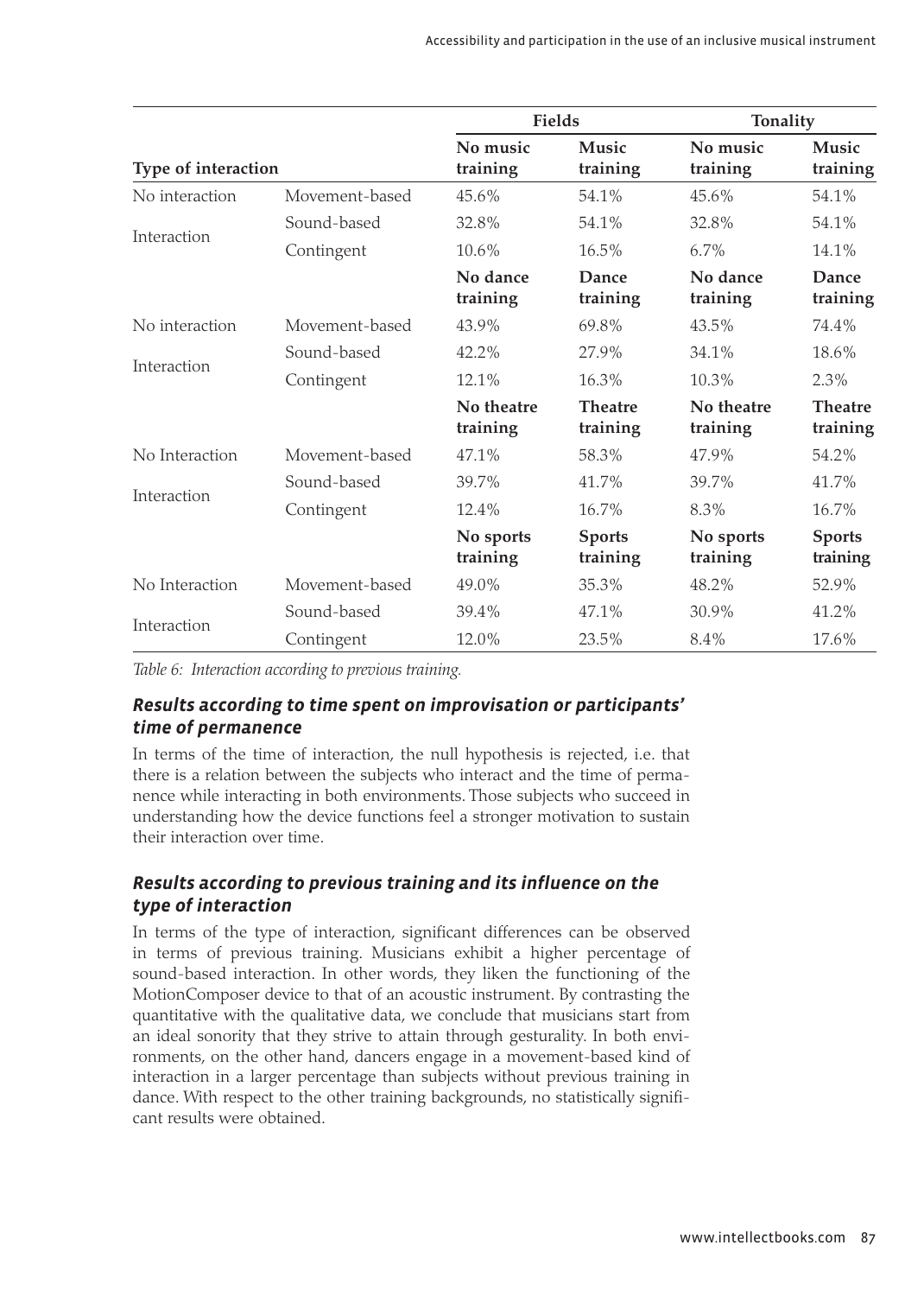| | | Fields | | Tonality | |
|---|---|---|---|---|---|
| **Type of interaction** | | **No music training** | **Music training** | **No music training** | **Music training** |
| No interaction | Movement-based | 45.6% | 54.1% | 45.6% | 54.1% |
| Interaction | Sound-based | 32.8% | 54.1% | 32.8% | 54.1% |
| | Contingent | 10.6% | 16.5% | 6.7% | 14.1% |
| | | **No dance training** | **Dance training** | **No dance training** | **Dance training** |
| No interaction | Movement-based | 43.9% | 69.8% | 43.5% | 74.4% |
| Interaction | Sound-based | 42.2% | 27.9% | 34.1% | 18.6% |
| | Contingent | 12.1% | 16.3% | 10.3% | 2.3% |
| | | **No theatre training** | **Theatre training** | **No theatre training** | **Theatre training** |
| No Interaction | Movement-based | 47.1% | 58.3% | 47.9% | 54.2% |
| Interaction | Sound-based | 39.7% | 41.7% | 39.7% | 41.7% |
| | Contingent | 12.4% | 16.7% | 8.3% | 16.7% |
| | | **No sports training** | **Sports training** | **No sports training** | **Sports training** |
| No Interaction | Movement-based | 49.0% | 35.3% | 48.2% | 52.9% |
| Interaction | Sound-based | 39.4% | 47.1% | 30.9% | 41.2% |
| | Contingent | 12.0% | 23.5% | 8.4% | 17.6% |

*Table 6: Interaction according to previous training.*

### *Results according to time spent on improvisation or participants' time of permanence*

In terms of the time of interaction, the null hypothesis is rejected, i.e. that there is a relation between the subjects who interact and the time of permanence while interacting in both environments. Those subjects who succeed in understanding how the device functions feel a stronger motivation to sustain their interaction over time.

### *Results according to previous training and its influence on the type of interaction*

In terms of the type of interaction, significant differences can be observed in terms of previous training. Musicians exhibit a higher percentage of sound-based interaction. In other words, they liken the functioning of the MotionComposer device to that of an acoustic instrument. By contrasting the quantitative with the qualitative data, we conclude that musicians start from an ideal sonority that they strive to attain through gesturality. In both environments, on the other hand, dancers engage in a movement-based kind of interaction in a larger percentage than subjects without previous training in dance. With respect to the other training backgrounds, no statistically significant results were obtained.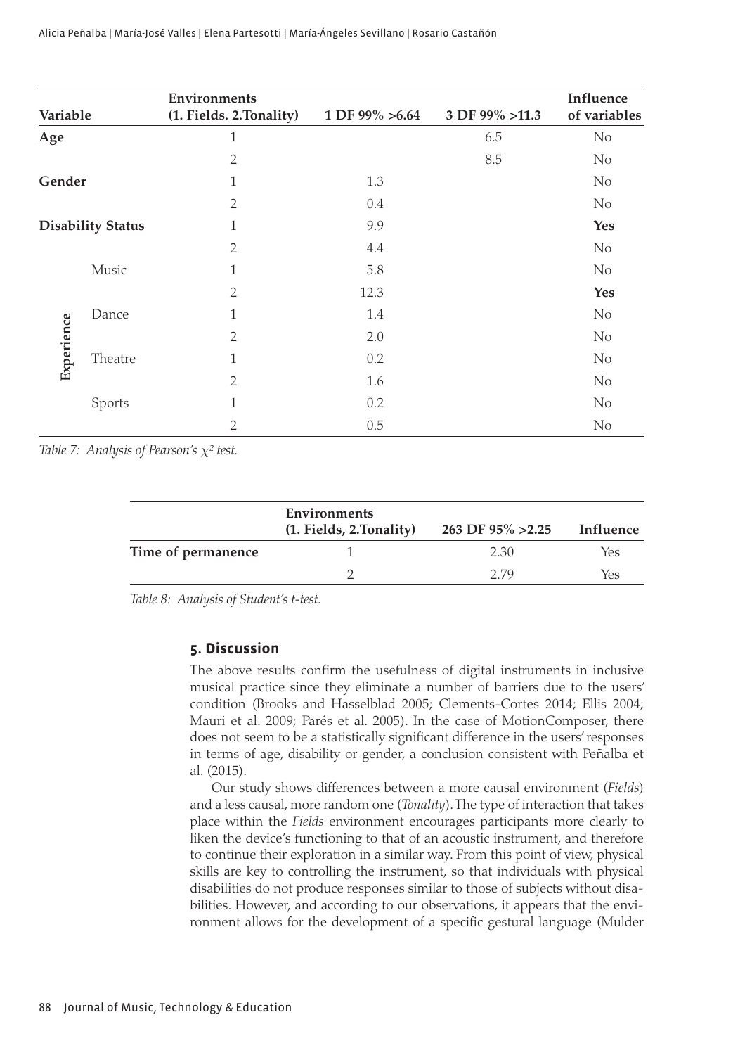| Variable | | Environments (1. Fields. 2.Tonality) | 1 DF 99% >6.64 | 3 DF 99% >11.3 | Influence of variables |
|---|---|---|---|---|---|
| **Age** | | 1 | | 6.5 | No |
| | | 2 | | 8.5 | No |
| **Gender** | | 1 | 1.3 | | No |
| | | 2 | 0.4 | | No |
| **Disability Status** | | 1 | 9.9 | | **Yes** |
| | | 2 | 4.4 | | No |
| **Experience** | Music | 1 | 5.8 | | No |
| | | 2 | 12.3 | | **Yes** |
| | Dance | 1 | 1.4 | | No |
| | | 2 | 2.0 | | No |
| | Theatre | 1 | 0.2 | | No |
| | | 2 | 1.6 | | No |
| | Sports | 1 | 0.2 | | No |
| | | 2 | 0.5 | | No |

*Table 7: Analysis of Pearson's $\chi^2$ test.*

| | Environments (1. Fields, 2.Tonality) | 263 DF 95% >2.25 | Influence |
|---|---|---|---|
| **Time of permanence** | 1 | 2.30 | Yes |
| | 2 | 2.79 | Yes |

*Table 8: Analysis of Student's t-test.*

## 5. Discussion

The above results confirm the usefulness of digital instruments in inclusive musical practice since they eliminate a number of barriers due to the users' condition (Brooks and Hasselblad 2005; Clements-Cortes 2014; Ellis 2004; Mauri et al. 2009; Parés et al. 2005). In the case of MotionComposer, there does not seem to be a statistically significant difference in the users' responses in terms of age, disability or gender, a conclusion consistent with Peñalba et al. (2015).

Our study shows differences between a more causal environment (*Fields*) and a less causal, more random one (*Tonality*). The type of interaction that takes place within the *Fields* environment encourages participants more clearly to liken the device's functioning to that of an acoustic instrument, and therefore to continue their exploration in a similar way. From this point of view, physical skills are key to controlling the instrument, so that individuals with physical disabilities do not produce responses similar to those of subjects without disabilities. However, and according to our observations, it appears that the environment allows for the development of a specific gestural language (Mulder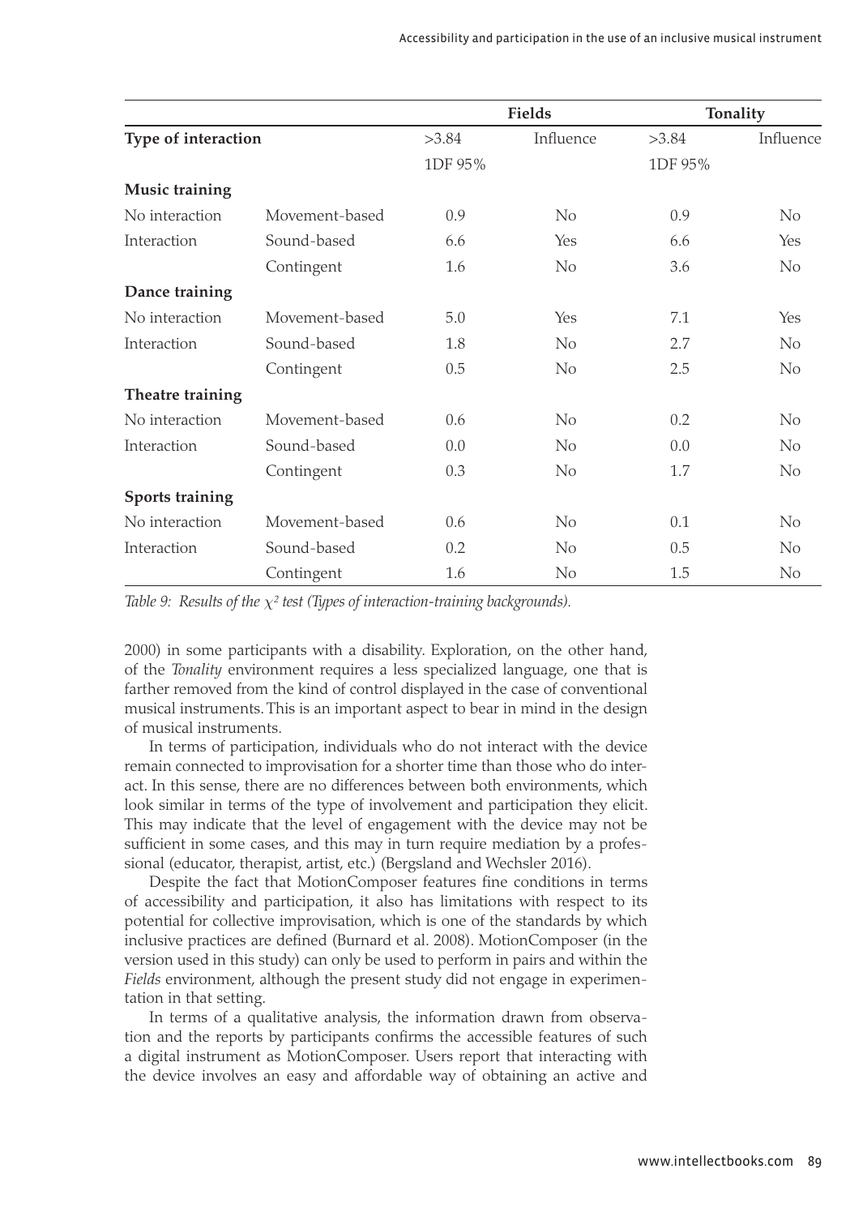| Type of interaction | | Fields | | Tonality | |
|---|---|---|---|---|---|
| | | >3.84 1DF 95% | Influence | >3.84 1DF 95% | Influence |
| **Music training** | | | | | |
| No interaction | Movement-based | 0.9 | No | 0.9 | No |
| Interaction | Sound-based | 6.6 | Yes | 6.6 | Yes |
| | Contingent | 1.6 | No | 3.6 | No |
| **Dance training** | | | | | |
| No interaction | Movement-based | 5.0 | Yes | 7.1 | Yes |
| Interaction | Sound-based | 1.8 | No | 2.7 | No |
| | Contingent | 0.5 | No | 2.5 | No |
| **Theatre training** | | | | | |
| No interaction | Movement-based | 0.6 | No | 0.2 | No |
| Interaction | Sound-based | 0.0 | No | 0.0 | No |
| | Contingent | 0.3 | No | 1.7 | No |
| **Sports training** | | | | | |
| No interaction | Movement-based | 0.6 | No | 0.1 | No |
| Interaction | Sound-based | 0.2 | No | 0.5 | No |
| | Contingent | 1.6 | No | 1.5 | No |

*Table 9: Results of the $\chi^2$ test (Types of interaction-training backgrounds).*

2000) in some participants with a disability. Exploration, on the other hand, of the *Tonality* environment requires a less specialized language, one that is farther removed from the kind of control displayed in the case of conventional musical instruments. This is an important aspect to bear in mind in the design of musical instruments.

In terms of participation, individuals who do not interact with the device remain connected to improvisation for a shorter time than those who do interact. In this sense, there are no differences between both environments, which look similar in terms of the type of involvement and participation they elicit. This may indicate that the level of engagement with the device may not be sufficient in some cases, and this may in turn require mediation by a professional (educator, therapist, artist, etc.) (Bergsland and Wechsler 2016).

Despite the fact that MotionComposer features fine conditions in terms of accessibility and participation, it also has limitations with respect to its potential for collective improvisation, which is one of the standards by which inclusive practices are defined (Burnard et al. 2008). MotionComposer (in the version used in this study) can only be used to perform in pairs and within the *Fields* environment, although the present study did not engage in experimentation in that setting.

In terms of a qualitative analysis, the information drawn from observation and the reports by participants confirms the accessible features of such a digital instrument as MotionComposer. Users report that interacting with the device involves an easy and affordable way of obtaining an active and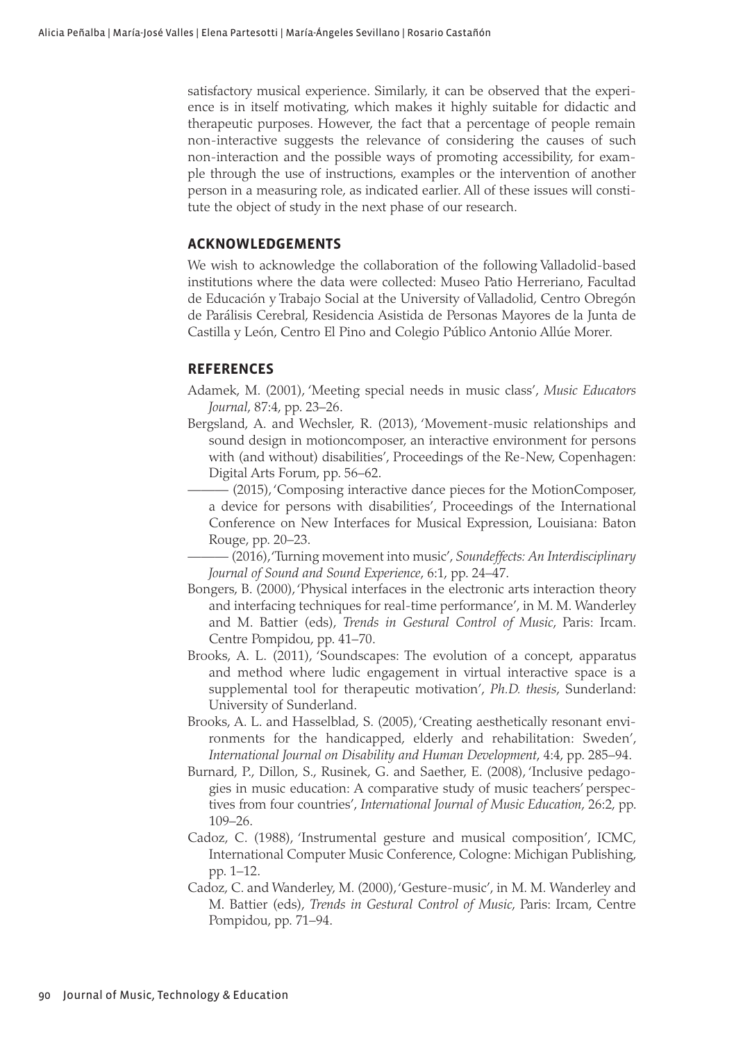satisfactory musical experience. Similarly, it can be observed that the experience is in itself motivating, which makes it highly suitable for didactic and therapeutic purposes. However, the fact that a percentage of people remain non-interactive suggests the relevance of considering the causes of such non-interaction and the possible ways of promoting accessibility, for example through the use of instructions, examples or the intervention of another person in a measuring role, as indicated earlier. All of these issues will constitute the object of study in the next phase of our research.

## ACKNOWLEDGEMENTS

We wish to acknowledge the collaboration of the following Valladolid-based institutions where the data were collected: Museo Patio Herreriano, Facultad de Educación y Trabajo Social at the University of Valladolid, Centro Obregón de Parálisis Cerebral, Residencia Asistida de Personas Mayores de la Junta de Castilla y León, Centro El Pino and Colegio Público Antonio Allúe Morer.

## REFERENCES

Adamek, M. (2001), 'Meeting special needs in music class', *Music Educators Journal*, 87:4, pp. 23–26.

Bergsland, A. and Wechsler, R. (2013), 'Movement-music relationships and sound design in motioncomposer, an interactive environment for persons with (and without) disabilities', Proceedings of the Re-New, Copenhagen: Digital Arts Forum, pp. 56–62.

——— (2015), 'Composing interactive dance pieces for the MotionComposer, a device for persons with disabilities', Proceedings of the International Conference on New Interfaces for Musical Expression, Louisiana: Baton Rouge, pp. 20–23.

——— (2016), 'Turning movement into music', *Soundeffects: An Interdisciplinary Journal of Sound and Sound Experience*, 6:1, pp. 24–47.

Bongers, B. (2000), 'Physical interfaces in the electronic arts interaction theory and interfacing techniques for real-time performance', in M. M. Wanderley and M. Battier (eds), *Trends in Gestural Control of Music*, Paris: Ircam. Centre Pompidou, pp. 41–70.

Brooks, A. L. (2011), 'Soundscapes: The evolution of a concept, apparatus and method where ludic engagement in virtual interactive space is a supplemental tool for therapeutic motivation', *Ph.D. thesis*, Sunderland: University of Sunderland.

Brooks, A. L. and Hasselblad, S. (2005), 'Creating aesthetically resonant environments for the handicapped, elderly and rehabilitation: Sweden', *International Journal on Disability and Human Development*, 4:4, pp. 285–94.

Burnard, P., Dillon, S., Rusinek, G. and Saether, E. (2008), 'Inclusive pedagogies in music education: A comparative study of music teachers' perspectives from four countries', *International Journal of Music Education*, 26:2, pp. 109–26.

Cadoz, C. (1988), 'Instrumental gesture and musical composition', ICMC, International Computer Music Conference, Cologne: Michigan Publishing, pp. 1–12.

Cadoz, C. and Wanderley, M. (2000), 'Gesture-music', in M. M. Wanderley and M. Battier (eds), *Trends in Gestural Control of Music*, Paris: Ircam, Centre Pompidou, pp. 71–94.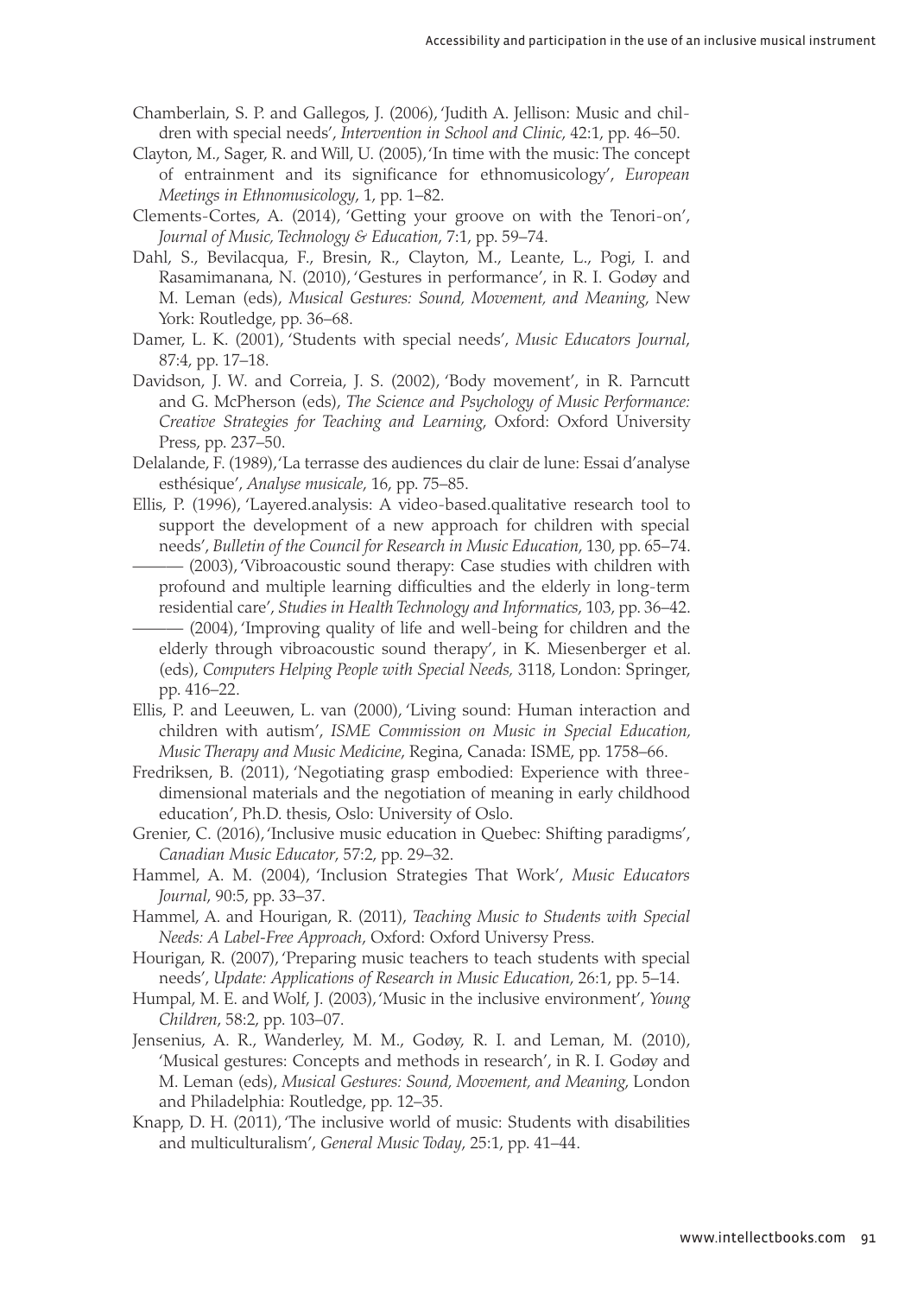Chamberlain, S. P. and Gallegos, J. (2006), 'Judith A. Jellison: Music and children with special needs', *Intervention in School and Clinic*, 42:1, pp. 46–50.

Clayton, M., Sager, R. and Will, U. (2005), 'In time with the music: The concept of entrainment and its significance for ethnomusicology', *European Meetings in Ethnomusicology*, 1, pp. 1–82.

Clements-Cortes, A. (2014), 'Getting your groove on with the Tenori-on', *Journal of Music, Technology & Education*, 7:1, pp. 59–74.

Dahl, S., Bevilacqua, F., Bresin, R., Clayton, M., Leante, L., Pogi, I. and Rasamimanana, N. (2010), 'Gestures in performance', in R. I. Godøy and M. Leman (eds), *Musical Gestures: Sound, Movement, and Meaning*, New York: Routledge, pp. 36–68.

Damer, L. K. (2001), 'Students with special needs', *Music Educators Journal*, 87:4, pp. 17–18.

Davidson, J. W. and Correia, J. S. (2002), 'Body movement', in R. Parncutt and G. McPherson (eds), *The Science and Psychology of Music Performance: Creative Strategies for Teaching and Learning*, Oxford: Oxford University Press, pp. 237–50.

Delalande, F. (1989), 'La terrasse des audiences du clair de lune: Essai d'analyse esthésique', *Analyse musicale*, 16, pp. 75–85.

Ellis, P. (1996), 'Layered.analysis: A video-based.qualitative research tool to support the development of a new approach for children with special needs', *Bulletin of the Council for Research in Music Education*, 130, pp. 65–74.

——— (2003), 'Vibroacoustic sound therapy: Case studies with children with profound and multiple learning difficulties and the elderly in long-term residential care', *Studies in Health Technology and Informatics*, 103, pp. 36–42.

——— (2004), 'Improving quality of life and well-being for children and the elderly through vibroacoustic sound therapy', in K. Miesenberger et al. (eds), *Computers Helping People with Special Needs,* 3118, London: Springer, pp. 416–22.

Ellis, P. and Leeuwen, L. van (2000), 'Living sound: Human interaction and children with autism', *ISME Commission on Music in Special Education, Music Therapy and Music Medicine*, Regina, Canada: ISME, pp. 1758–66.

Fredriksen, B. (2011), 'Negotiating grasp embodied: Experience with three-dimensional materials and the negotiation of meaning in early childhood education', Ph.D. thesis, Oslo: University of Oslo.

Grenier, C. (2016), 'Inclusive music education in Quebec: Shifting paradigms', *Canadian Music Educator*, 57:2, pp. 29–32.

Hammel, A. M. (2004), 'Inclusion Strategies That Work', *Music Educators Journal*, 90:5, pp. 33–37.

Hammel, A. and Hourigan, R. (2011), *Teaching Music to Students with Special Needs: A Label-Free Approach*, Oxford: Oxford Universy Press.

Hourigan, R. (2007), 'Preparing music teachers to teach students with special needs', *Update: Applications of Research in Music Education*, 26:1, pp. 5–14.

Humpal, M. E. and Wolf, J. (2003), 'Music in the inclusive environment', *Young Children*, 58:2, pp. 103–07.

Jensenius, A. R., Wanderley, M. M., Godøy, R. I. and Leman, M. (2010), 'Musical gestures: Concepts and methods in research', in R. I. Godøy and M. Leman (eds), *Musical Gestures: Sound, Movement, and Meaning*, London and Philadelphia: Routledge, pp. 12–35.

Knapp, D. H. (2011), 'The inclusive world of music: Students with disabilities and multiculturalism', *General Music Today*, 25:1, pp. 41–44.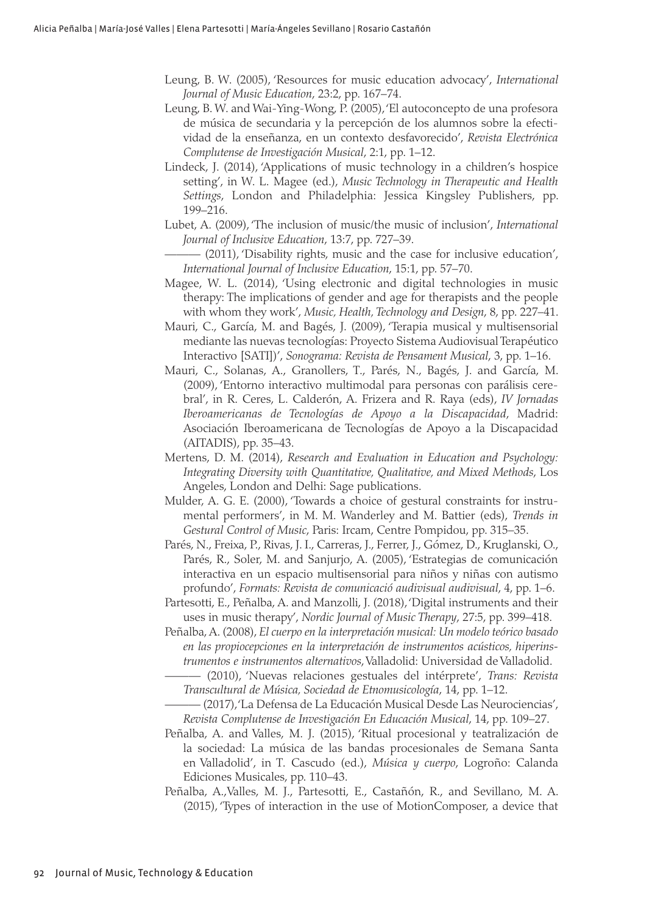Leung, B. W. (2005), 'Resources for music education advocacy', *International Journal of Music Education*, 23:2, pp. 167–74.

Leung, B. W. and Wai-Ying-Wong, P. (2005), 'El autoconcepto de una profesora de música de secundaria y la percepción de los alumnos sobre la efectividad de la enseñanza, en un contexto desfavorecido', *Revista Electrónica Complutense de Investigación Musical*, 2:1, pp. 1–12.

Lindeck, J. (2014), 'Applications of music technology in a children's hospice setting', in W. L. Magee (ed.), *Music Technology in Therapeutic and Health Settings*, London and Philadelphia: Jessica Kingsley Publishers, pp. 199–216.

Lubet, A. (2009), 'The inclusion of music/the music of inclusion', *International Journal of Inclusive Education*, 13:7, pp. 727–39.

——— (2011), 'Disability rights, music and the case for inclusive education', *International Journal of Inclusive Education*, 15:1, pp. 57–70.

Magee, W. L. (2014), 'Using electronic and digital technologies in music therapy: The implications of gender and age for therapists and the people with whom they work', *Music, Health, Technology and Design*, 8, pp. 227–41.

Mauri, C., García, M. and Bagés, J. (2009), 'Terapia musical y multisensorial mediante las nuevas tecnologías: Proyecto Sistema Audiovisual Terapéutico Interactivo [SATI])', *Sonograma: Revista de Pensament Musical*, 3, pp. 1–16.

Mauri, C., Solanas, A., Granollers, T., Parés, N., Bagés, J. and García, M. (2009), 'Entorno interactivo multimodal para personas con parálisis cerebral', in R. Ceres, L. Calderón, A. Frizera and R. Raya (eds), *IV Jornadas Iberoamericanas de Tecnologías de Apoyo a la Discapacidad*, Madrid: Asociación Iberoamericana de Tecnologías de Apoyo a la Discapacidad (AITADIS), pp. 35–43.

Mertens, D. M. (2014), *Research and Evaluation in Education and Psychology: Integrating Diversity with Quantitative, Qualitative, and Mixed Methods*, Los Angeles, London and Delhi: Sage publications.

Mulder, A. G. E. (2000), 'Towards a choice of gestural constraints for instrumental performers', in M. M. Wanderley and M. Battier (eds), *Trends in Gestural Control of Music*, Paris: Ircam, Centre Pompidou, pp. 315–35.

Parés, N., Freixa, P., Rivas, J. I., Carreras, J., Ferrer, J., Gómez, D., Kruglanski, O., Parés, R., Soler, M. and Sanjurjo, A. (2005), 'Estrategias de comunicación interactiva en un espacio multisensorial para niños y niñas con autismo profundo', *Formats: Revista de comunicació audivisual audivisual*, 4, pp. 1–6.

Partesotti, E., Peñalba, A. and Manzolli, J. (2018), 'Digital instruments and their uses in music therapy', *Nordic Journal of Music Therapy*, 27:5, pp. 399–418.

Peñalba, A. (2008), *El cuerpo en la interpretación musical: Un modelo teórico basado en las propiocepciones en la interpretación de instrumentos acústicos, hiperinstrumentos e instrumentos alternativos*, Valladolid: Universidad de Valladolid.

——— (2010), 'Nuevas relaciones gestuales del intérprete', *Trans: Revista Transcultural de Música, Sociedad de Etnomusicología*, 14, pp. 1–12.

——— (2017), 'La Defensa de La Educación Musical Desde Las Neurociencias', *Revista Complutense de Investigación En Educación Musical*, 14, pp. 109–27.

Peñalba, A. and Valles, M. J. (2015), 'Ritual procesional y teatralización de la sociedad: La música de las bandas procesionales de Semana Santa en Valladolid', in T. Cascudo (ed.), *Música y cuerpo*, Logroño: Calanda Ediciones Musicales, pp. 110–43.

Peñalba, A., Valles, M. J., Partesotti, E., Castañón, R., and Sevillano, M. A. (2015), 'Types of interaction in the use of MotionComposer, a device that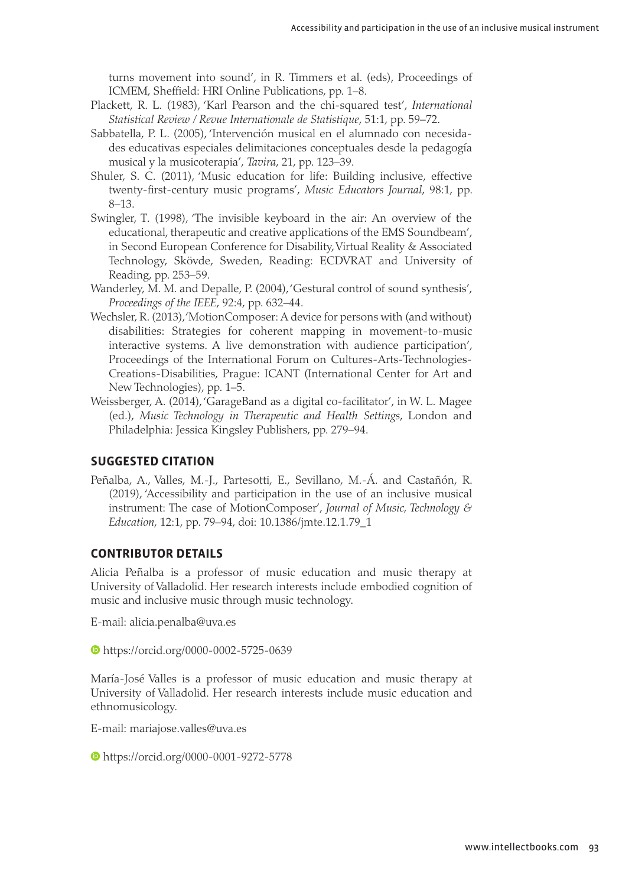turns movement into sound', in R. Timmers et al. (eds), Proceedings of ICMEM, Sheffield: HRI Online Publications, pp. 1–8.

Plackett, R. L. (1983), 'Karl Pearson and the chi-squared test', *International Statistical Review / Revue Internationale de Statistique*, 51:1, pp. 59–72.

Sabbatella, P. L. (2005), 'Intervención musical en el alumnado con necesidades educativas especiales delimitaciones conceptuales desde la pedagogía musical y la musicoterapia', *Tavira*, 21, pp. 123–39.

Shuler, S. C. (2011), 'Music education for life: Building inclusive, effective twenty-first-century music programs', *Music Educators Journal*, 98:1, pp. 8–13.

Swingler, T. (1998), 'The invisible keyboard in the air: An overview of the educational, therapeutic and creative applications of the EMS Soundbeam', in Second European Conference for Disability, Virtual Reality & Associated Technology, Skövde, Sweden, Reading: ECDVRAT and University of Reading, pp. 253–59.

Wanderley, M. M. and Depalle, P. (2004), 'Gestural control of sound synthesis', *Proceedings of the IEEE*, 92:4, pp. 632–44.

Wechsler, R. (2013), 'MotionComposer: A device for persons with (and without) disabilities: Strategies for coherent mapping in movement-to-music interactive systems. A live demonstration with audience participation', Proceedings of the International Forum on Cultures-Arts-Technologies-Creations-Disabilities, Prague: ICANT (International Center for Art and New Technologies), pp. 1–5.

Weissberger, A. (2014), 'GarageBand as a digital co-facilitator', in W. L. Magee (ed.), *Music Technology in Therapeutic and Health Settings*, London and Philadelphia: Jessica Kingsley Publishers, pp. 279–94.

## SUGGESTED CITATION

Peñalba, A., Valles, M.-J., Partesotti, E., Sevillano, M.-Á. and Castañón, R. (2019), 'Accessibility and participation in the use of an inclusive musical instrument: The case of MotionComposer', *Journal of Music, Technology & Education*, 12:1, pp. 79–94, doi: 10.1386/jmte.12.1.79_1

## CONTRIBUTOR DETAILS

Alicia Peñalba is a professor of music education and music therapy at University of Valladolid. Her research interests include embodied cognition of music and inclusive music through music technology.

E-mail: alicia.penalba@uva.es

https://orcid.org/0000-0002-5725-0639

María-José Valles is a professor of music education and music therapy at University of Valladolid. Her research interests include music education and ethnomusicology.

E-mail: mariajose.valles@uva.es

https://orcid.org/0000-0001-9272-5778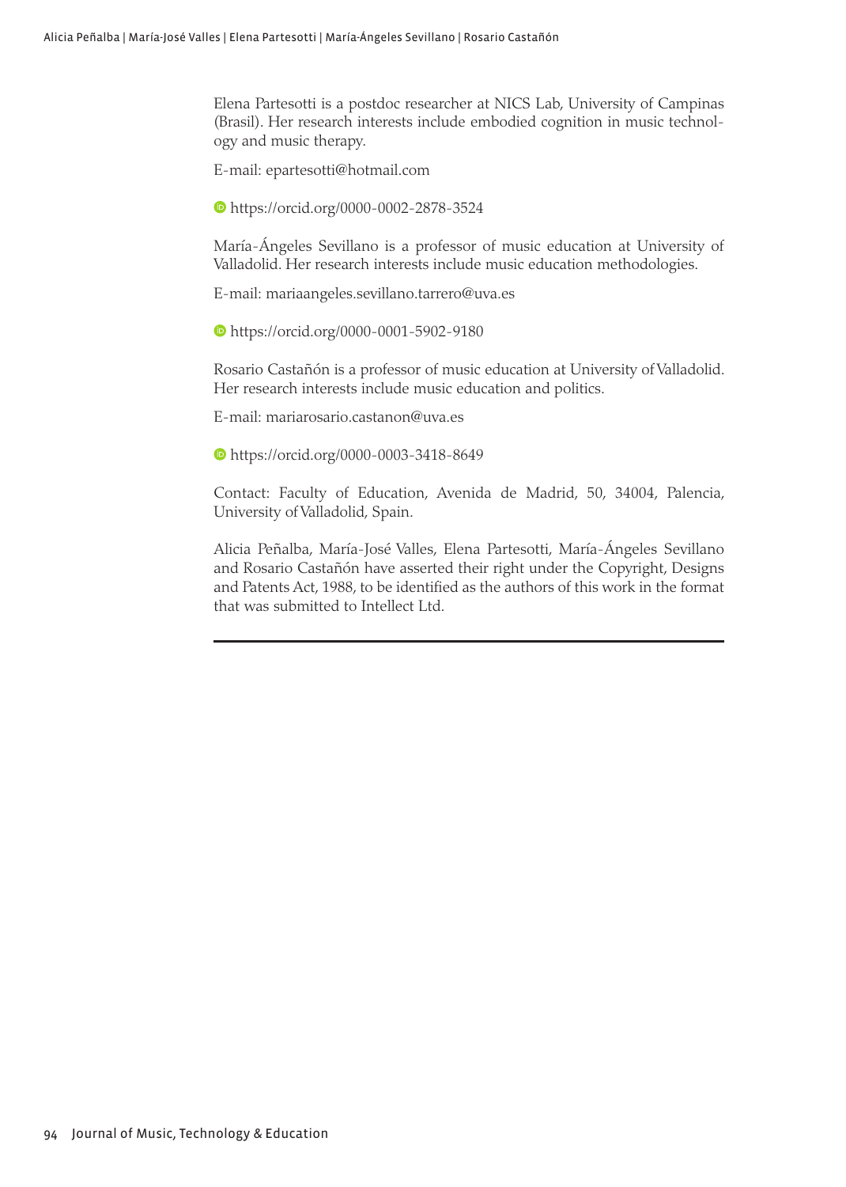Elena Partesotti is a postdoc researcher at NICS Lab, University of Campinas (Brasil). Her research interests include embodied cognition in music technology and music therapy.

E-mail: epartesotti@hotmail.com

https://orcid.org/0000-0002-2878-3524

María-Ángeles Sevillano is a professor of music education at University of Valladolid. Her research interests include music education methodologies.

E-mail: mariaangeles.sevillano.tarrero@uva.es

https://orcid.org/0000-0001-5902-9180

Rosario Castañón is a professor of music education at University of Valladolid. Her research interests include music education and politics.

E-mail: mariarosario.castanon@uva.es

https://orcid.org/0000-0003-3418-8649

Contact: Faculty of Education, Avenida de Madrid, 50, 34004, Palencia, University of Valladolid, Spain.

Alicia Peñalba, María-José Valles, Elena Partesotti, María-Ángeles Sevillano and Rosario Castañón have asserted their right under the Copyright, Designs and Patents Act, 1988, to be identified as the authors of this work in the format that was submitted to Intellect Ltd.